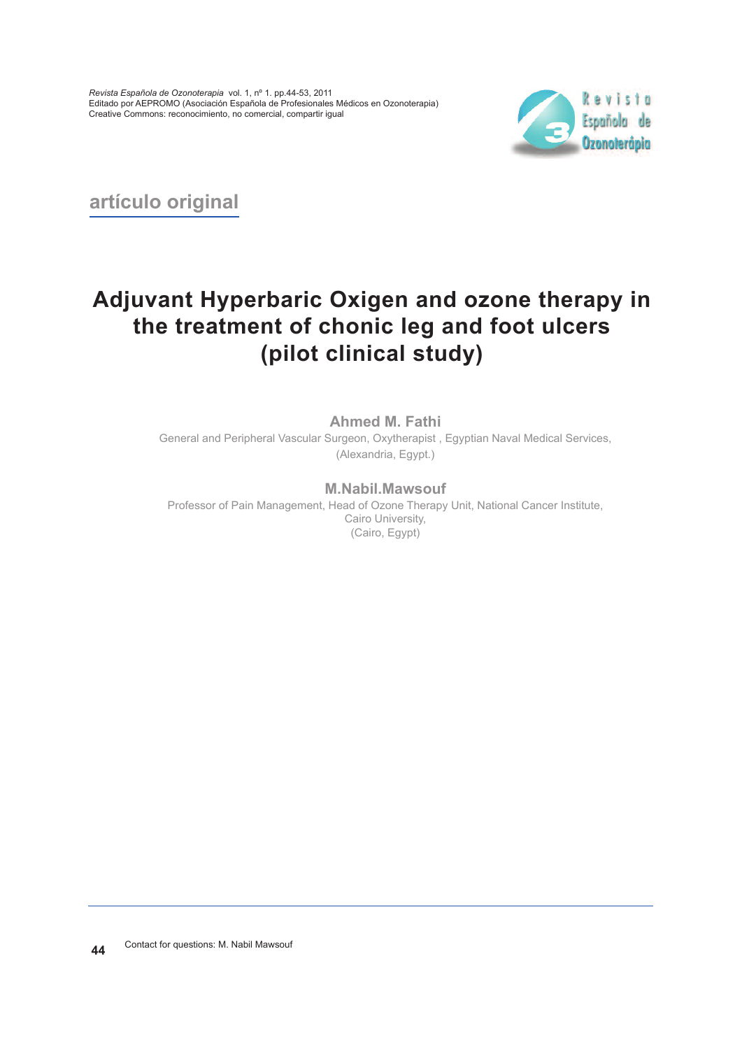artículo original

# Adjuvant Hyperbaric Oxigen and ozone therapy in the treatment of chonic leg and foot ulcers (pilot clinical study)

**Ahmed M. Fathi**

General and Peripheral Vascular Surgeon, Oxytherapist , Egyptian Naval Medical Services, (Alexandria, Egypt.)

**M.Nabil.Mawsouf**

Professor of Pain Management, Head of Ozone Therapy Unit, National Cancer Institute, Cairo University, (Cairo, Egypt)

Contact for questions: M. Nabil Mawsouf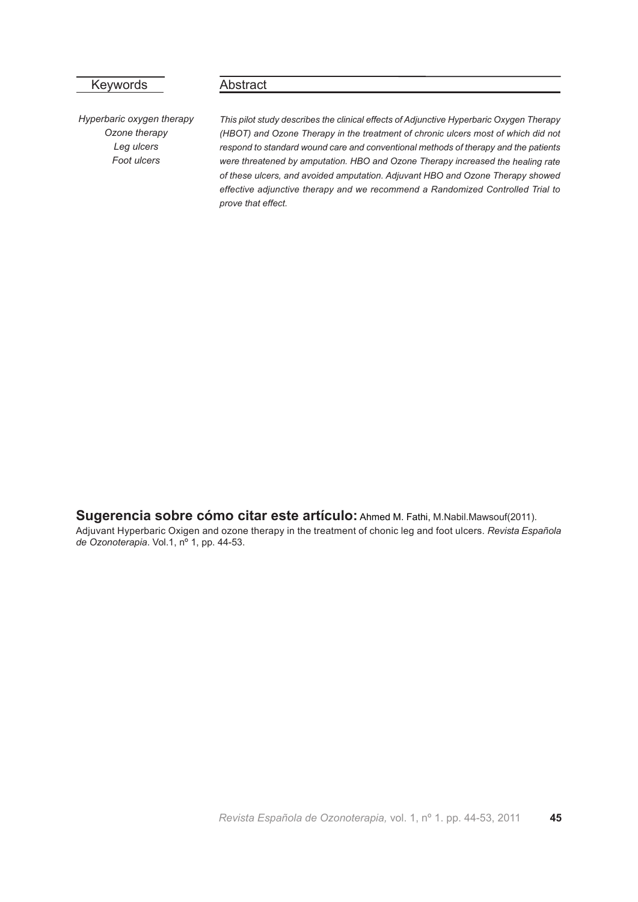## Keywords

*Hyperbaric oxygen therapy*
*Ozone therapy*
*Leg ulcers*
*Foot ulcers*

## Abstract

*This pilot study describes the clinical effects of Adjunctive Hyperbaric Oxygen Therapy (HBOT) and Ozone Therapy in the treatment of chronic ulcers most of which did not respond to standard wound care and conventional methods of therapy and the patients were threatened by amputation. HBO and Ozone Therapy increased the healing rate of these ulcers, and avoided amputation. Adjuvant HBO and Ozone Therapy showed effective adjunctive therapy and we recommend a Randomized Controlled Trial to prove that effect.*

**Sugerencia sobre cómo citar este artículo:** Ahmed M. Fathi, M.Nabil.Mawsouf(2011). Adjuvant Hyperbaric Oxigen and ozone therapy in the treatment of chonic leg and foot ulcers. *Revista Española de Ozonoterapia*. Vol.1, nº 1, pp. 44-53.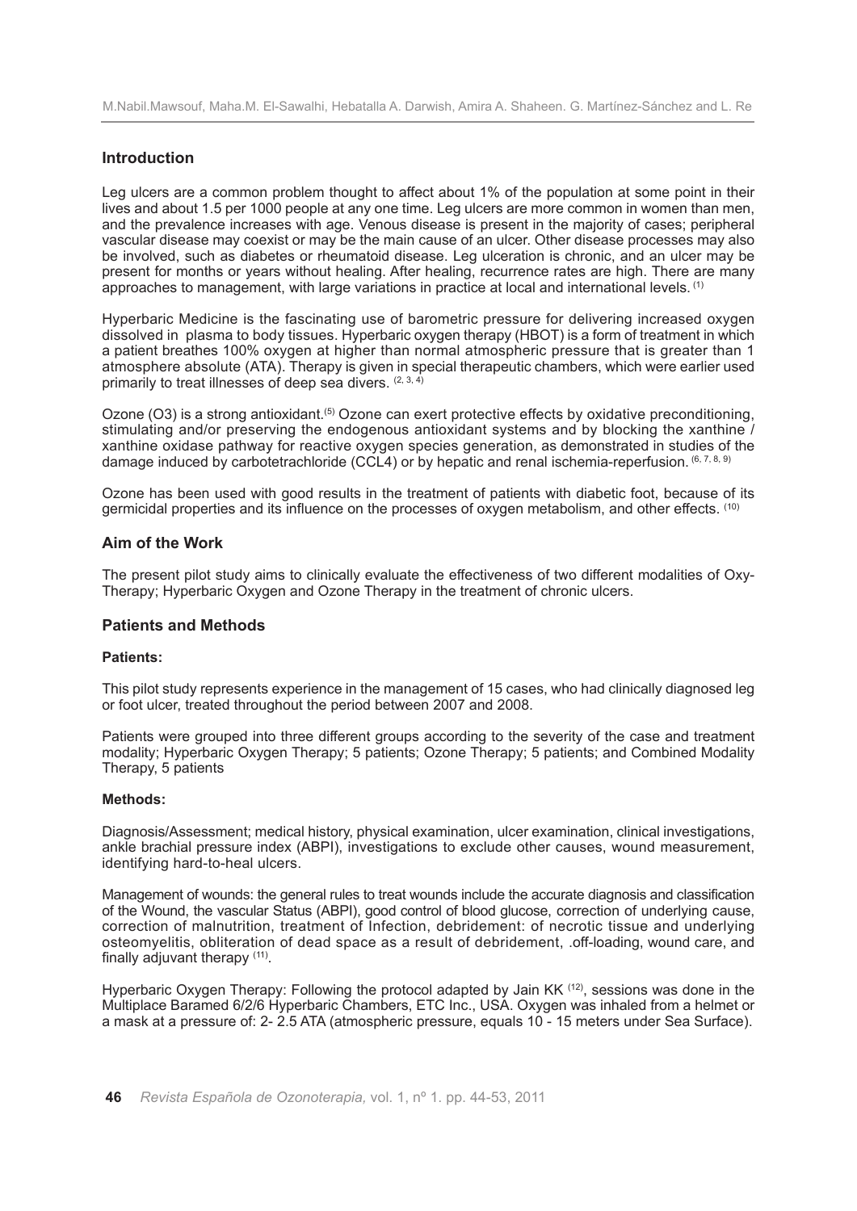## Introduction

Leg ulcers are a common problem thought to affect about 1% of the population at some point in their lives and about 1.5 per 1000 people at any one time. Leg ulcers are more common in women than men, and the prevalence increases with age. Venous disease is present in the majority of cases; peripheral vascular disease may coexist or may be the main cause of an ulcer. Other disease processes may also be involved, such as diabetes or rheumatoid disease. Leg ulceration is chronic, and an ulcer may be present for months or years without healing. After healing, recurrence rates are high. There are many approaches to management, with large variations in practice at local and international levels. [1]

Hyperbaric Medicine is the fascinating use of barometric pressure for delivering increased oxygen dissolved in plasma to body tissues. Hyperbaric oxygen therapy (HBOT) is a form of treatment in which a patient breathes 100% oxygen at higher than normal atmospheric pressure that is greater than 1 atmosphere absolute (ATA). Therapy is given in special therapeutic chambers, which were earlier used primarily to treat illnesses of deep sea divers. [2, 3, 4]

Ozone ($O3$) is a strong antioxidant.[5] Ozone can exert protective effects by oxidative preconditioning, stimulating and/or preserving the endogenous antioxidant systems and by blocking the xanthine / xanthine oxidase pathway for reactive oxygen species generation, as demonstrated in studies of the damage induced by carbotetrachloride (CCL4) or by hepatic and renal ischemia-reperfusion. [6, 7, 8, 9]

Ozone has been used with good results in the treatment of patients with diabetic foot, because of its germicidal properties and its influence on the processes of oxygen metabolism, and other effects. [10]

## Aim of the Work

The present pilot study aims to clinically evaluate the effectiveness of two different modalities of Oxy-Therapy; Hyperbaric Oxygen and Ozone Therapy in the treatment of chronic ulcers.

## Patients and Methods

### Patients:

This pilot study represents experience in the management of 15 cases, who had clinically diagnosed leg or foot ulcer, treated throughout the period between 2007 and 2008.

Patients were grouped into three different groups according to the severity of the case and treatment modality; Hyperbaric Oxygen Therapy; 5 patients; Ozone Therapy; 5 patients; and Combined Modality Therapy, 5 patients

### Methods:

Diagnosis/Assessment; medical history, physical examination, ulcer examination, clinical investigations, ankle brachial pressure index (ABPI), investigations to exclude other causes, wound measurement, identifying hard-to-heal ulcers.

Management of wounds: the general rules to treat wounds include the accurate diagnosis and classification of the Wound, the vascular Status (ABPI), good control of blood glucose, correction of underlying cause, correction of malnutrition, treatment of Infection, debridement: of necrotic tissue and underlying osteomyelitis, obliteration of dead space as a result of debridement, .off-loading, wound care, and finally adjuvant therapy [11].

Hyperbaric Oxygen Therapy: Following the protocol adapted by Jain KK [12], sessions was done in the Multiplace Baramed 6/2/6 Hyperbaric Chambers, ETC Inc., USA. Oxygen was inhaled from a helmet or a mask at a pressure of: 2- 2.5 ATA (atmospheric pressure, equals 10 - 15 meters under Sea Surface).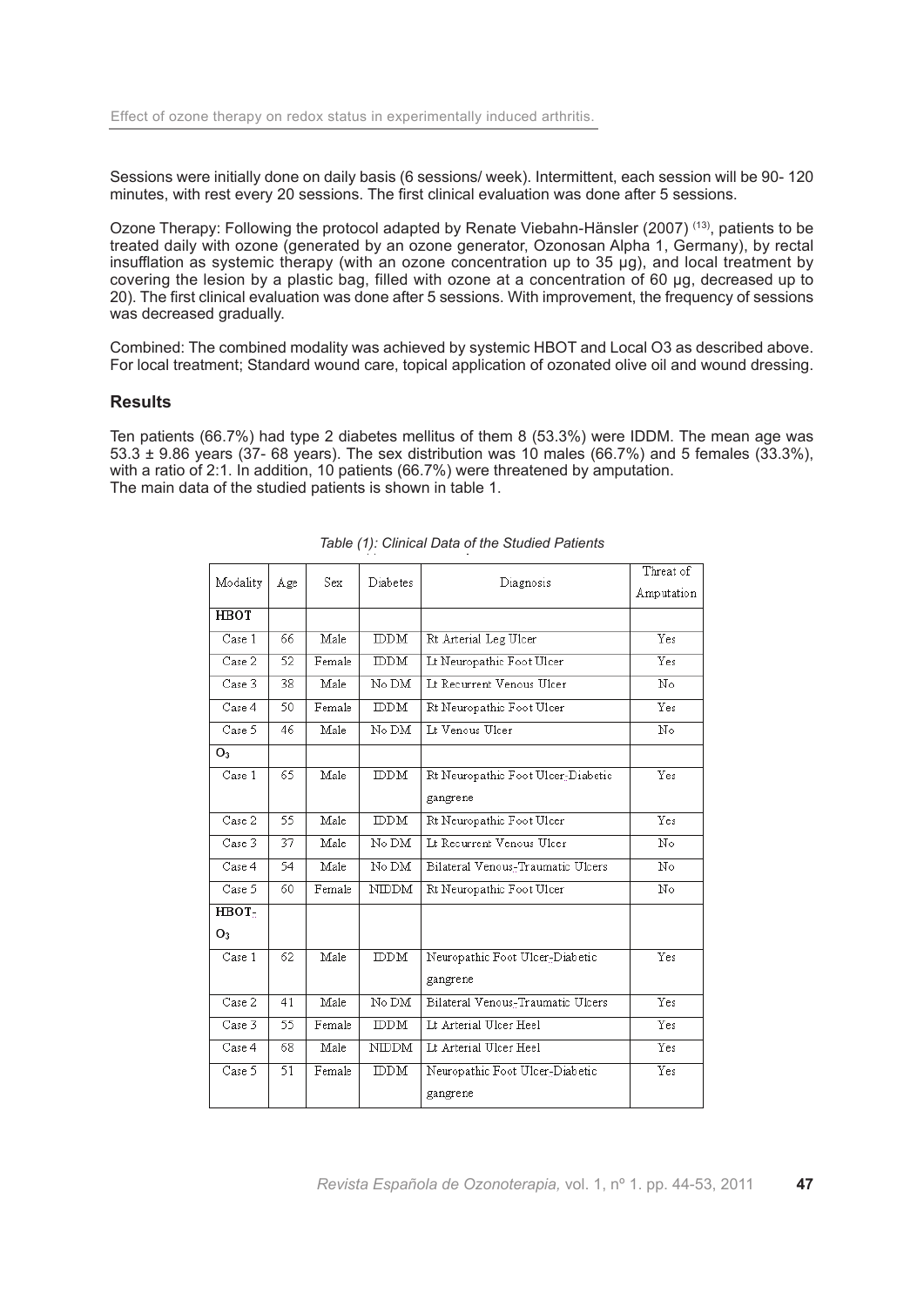Sessions were initially done on daily basis (6 sessions/ week). Intermittent, each session will be 90- 120 minutes, with rest every 20 sessions. The first clinical evaluation was done after 5 sessions.

Ozone Therapy: Following the protocol adapted by Renate Viebahn-Hänsler (2007) [13], patients to be treated daily with ozone (generated by an ozone generator, Ozonosan Alpha 1, Germany), by rectal insufflation as systemic therapy (with an ozone concentration up to 35 µg), and local treatment by covering the lesion by a plastic bag, filled with ozone at a concentration of 60 µg, decreased up to 20). The first clinical evaluation was done after 5 sessions. With improvement, the frequency of sessions was decreased gradually.

Combined: The combined modality was achieved by systemic HBOT and Local O3 as described above. For local treatment; Standard wound care, topical application of ozonated olive oil and wound dressing.

## Results

Ten patients (66.7%) had type 2 diabetes mellitus of them 8 (53.3%) were IDDM. The mean age was 53.3 ± 9.86 years (37- 68 years). The sex distribution was 10 males (66.7%) and 5 females (33.3%), with a ratio of 2:1. In addition, 10 patients (66.7%) were threatened by amputation.
The main data of the studied patients is shown in table 1.

*Table (1): Clinical Data of the Studied Patients*

| Modality | Age | Sex | Diabetes | Diagnosis | Threat of Amputation |
|---|---|---|---|---|---|
| **HBOT** | | | | | |
| Case 1 | 66 | Male | IDDM | Rt Arterial Leg Ulcer | Yes |
| Case 2 | 52 | Female | IDDM | Lt Neuropathic Foot Ulcer | Yes |
| Case 3 | 38 | Male | No DM | Lt Recurrent Venous Ulcer | No |
| Case 4 | 50 | Female | IDDM | Rt Neuropathic Foot Ulcer | Yes |
| Case 5 | 46 | Male | No DM | Lt Venous Ulcer | No |
| **$O_3$** | | | | | |
| Case 1 | 65 | Male | IDDM | Rt Neuropathic Foot Ulcer-Diabetic gangrene | Yes |
| Case 2 | 55 | Male | IDDM | Rt Neuropathic Foot Ulcer | Yes |
| Case 3 | 37 | Male | No DM | Lt Recurrent Venous Ulcer | No |
| Case 4 | 54 | Male | No DM | Bilateral Venous-Traumatic Ulcers | No |
| Case 5 | 60 | Female | NIDDM | Rt Neuropathic Foot Ulcer | No |
| **HBOT-$O_3$** | | | | | |
| Case 1 | 62 | Male | IDDM | Neuropathic Foot Ulcer-Diabetic gangrene | Yes |
| Case 2 | 41 | Male | No DM | Bilateral Venous-Traumatic Ulcers | Yes |
| Case 3 | 55 | Female | IDDM | Lt Arterial Ulcer Heel | Yes |
| Case 4 | 68 | Male | NIDDM | Lt Arterial Ulcer Heel | Yes |
| Case 5 | 51 | Female | IDDM | Neuropathic Foot Ulcer-Diabetic gangrene | Yes |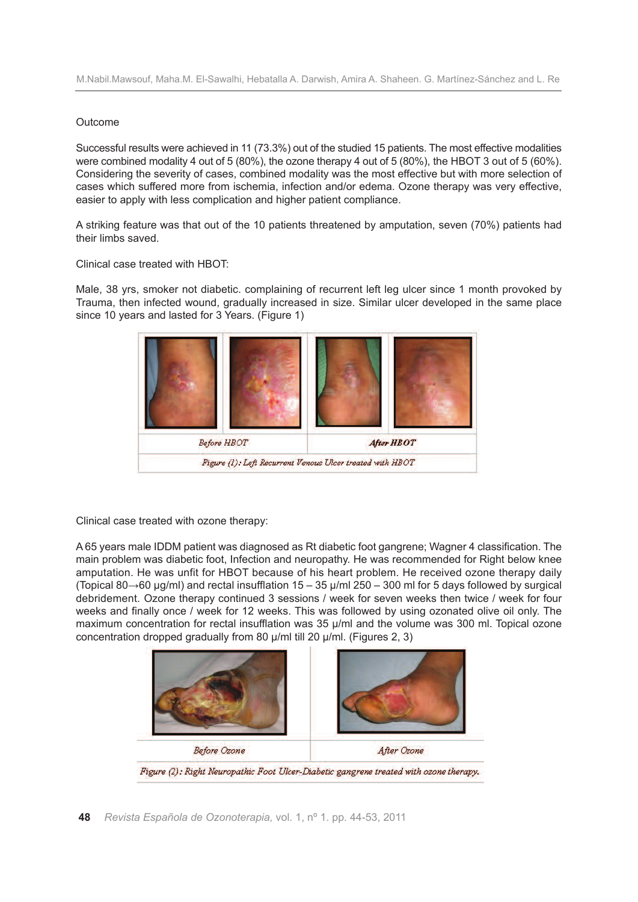Outcome

Successful results were achieved in 11 (73.3%) out of the studied 15 patients. The most effective modalities were combined modality 4 out of 5 (80%), the ozone therapy 4 out of 5 (80%), the HBOT 3 out of 5 (60%). Considering the severity of cases, combined modality was the most effective but with more selection of cases which suffered more from ischemia, infection and/or edema. Ozone therapy was very effective, easier to apply with less complication and higher patient compliance.

A striking feature was that out of the 10 patients threatened by amputation, seven (70%) patients had their limbs saved.

Clinical case treated with HBOT:

Male, 38 yrs, smoker not diabetic. complaining of recurrent left leg ulcer since 1 month provoked by Trauma, then infected wound, gradually increased in size. Similar ulcer developed in the same place since 10 years and lasted for 3 Years. (Figure 1)

*Before HBOT* *After HBOT*

*Figure (1): Left Recurrent Venous Ulcer treated with HBOT*

Clinical case treated with ozone therapy:

A 65 years male IDDM patient was diagnosed as Rt diabetic foot gangrene; Wagner 4 classification. The main problem was diabetic foot, Infection and neuropathy. He was recommended for Right below knee amputation. He was unfit for HBOT because of his heart problem. He received ozone therapy daily (Topical 80→60 µg/ml) and rectal insufflation 15 – 35 µ/ml 250 – 300 ml for 5 days followed by surgical debridement. Ozone therapy continued 3 sessions / week for seven weeks then twice / week for four weeks and finally once / week for 12 weeks. This was followed by using ozonated olive oil only. The maximum concentration for rectal insufflation was 35 µ/ml and the volume was 300 ml. Topical ozone concentration dropped gradually from 80 µ/ml till 20 µ/ml. (Figures 2, 3)

*Before Ozone* *After Ozone*

*Figure (2): Right Neuropathic Foot Ulcer-Diabetic gangrene treated with ozone therapy.*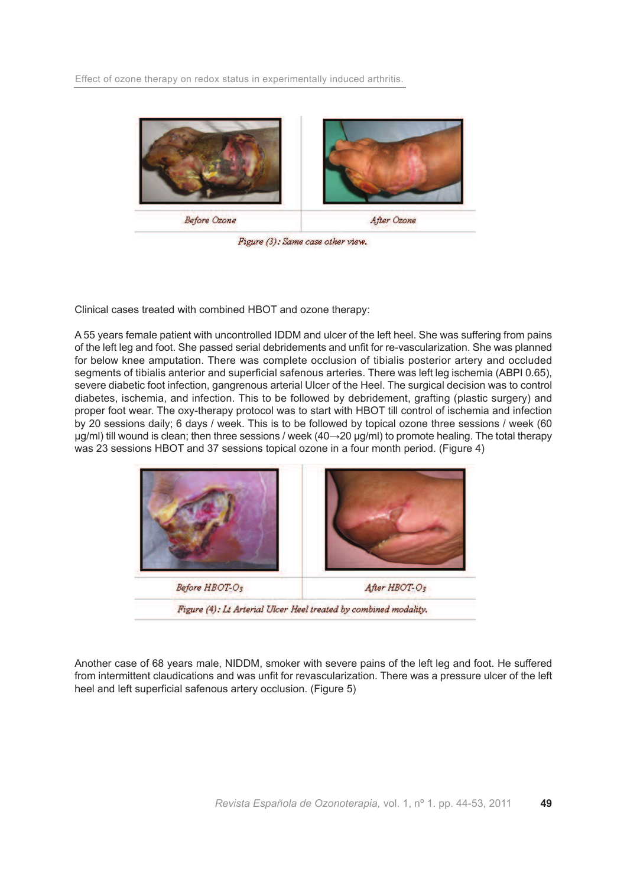Before Ozone

After Ozone

Figure (3): Same case other view.

Clinical cases treated with combined HBOT and ozone therapy:

A 55 years female patient with uncontrolled IDDM and ulcer of the left heel. She was suffering from pains of the left leg and foot. She passed serial debridements and unfit for re-vascularization. She was planned for below knee amputation. There was complete occlusion of tibialis posterior artery and occluded segments of tibialis anterior and superficial safenous arteries. There was left leg ischemia (ABPI 0.65), severe diabetic foot infection, gangrenous arterial Ulcer of the Heel. The surgical decision was to control diabetes, ischemia, and infection. This to be followed by debridement, grafting (plastic surgery) and proper foot wear. The oxy-therapy protocol was to start with HBOT till control of ischemia and infection by 20 sessions daily; 6 days / week. This is to be followed by topical ozone three sessions / week (60 μg/ml) till wound is clean; then three sessions / week (40→20 μg/ml) to promote healing. The total therapy was 23 sessions HBOT and 37 sessions topical ozone in a four month period. (Figure 4)

Before HBOT-$O_3$

After HBOT-$O_3$

Figure (4): Lt Arterial Ulcer Heel treated by combined modality.

Another case of 68 years male, NIDDM, smoker with severe pains of the left leg and foot. He suffered from intermittent claudications and was unfit for revascularization. There was a pressure ulcer of the left heel and left superficial safenous artery occlusion. (Figure 5)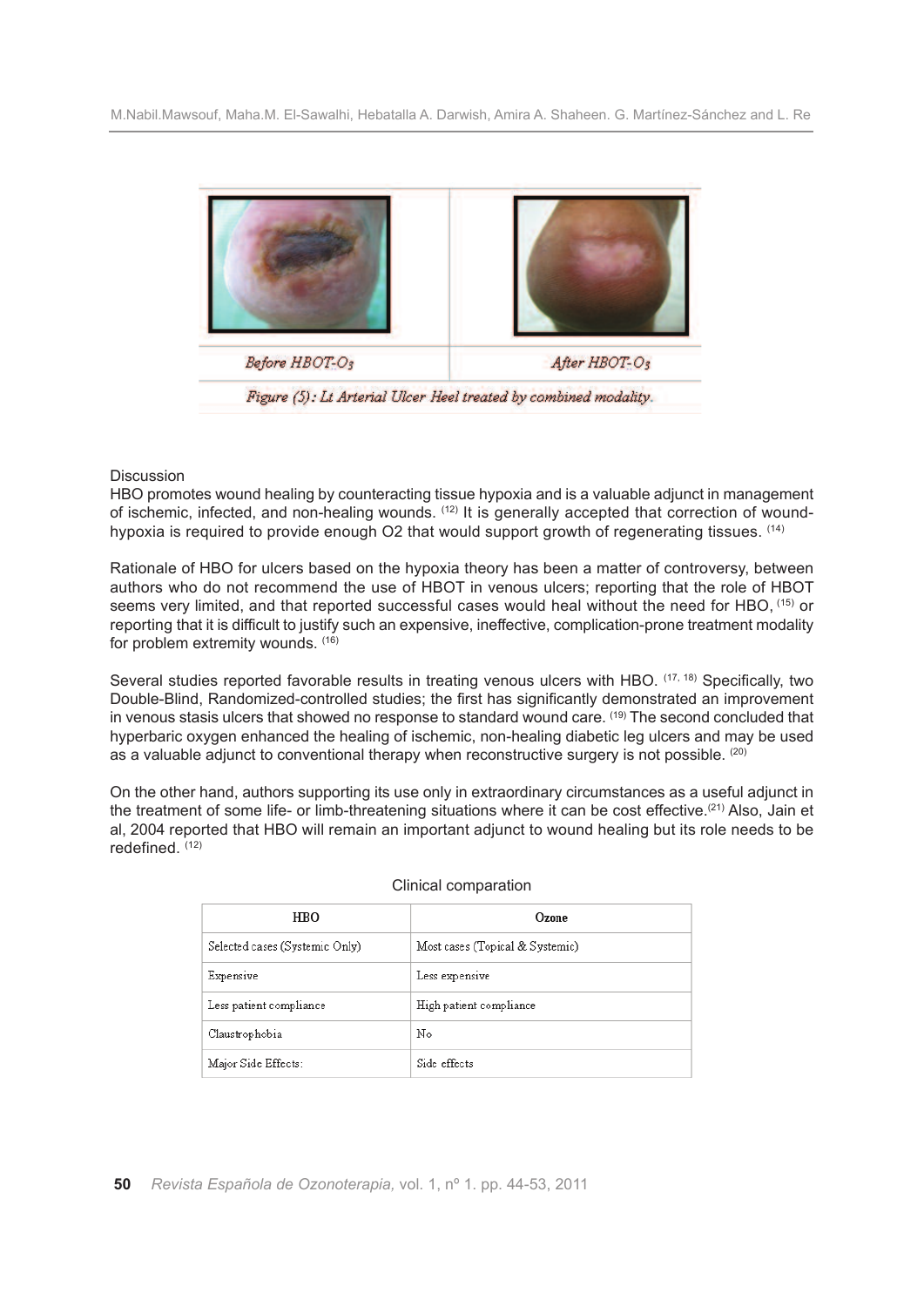Before HBOT-$O_3$ | After HBOT-$O_3$

Figure (5): Lt Arterial Ulcer Heel treated by combined modality.

Discussion

HBO promotes wound healing by counteracting tissue hypoxia and is a valuable adjunct in management of ischemic, infected, and non-healing wounds. [12] It is generally accepted that correction of wound-hypoxia is required to provide enough O2 that would support growth of regenerating tissues. [14]

Rationale of HBO for ulcers based on the hypoxia theory has been a matter of controversy, between authors who do not recommend the use of HBOT in venous ulcers; reporting that the role of HBOT seems very limited, and that reported successful cases would heal without the need for HBO, [15] or reporting that it is difficult to justify such an expensive, ineffective, complication-prone treatment modality for problem extremity wounds. [16]

Several studies reported favorable results in treating venous ulcers with HBO. [17, 18] Specifically, two Double-Blind, Randomized-controlled studies; the first has significantly demonstrated an improvement in venous stasis ulcers that showed no response to standard wound care. [19] The second concluded that hyperbaric oxygen enhanced the healing of ischemic, non-healing diabetic leg ulcers and may be used as a valuable adjunct to conventional therapy when reconstructive surgery is not possible. [20]

On the other hand, authors supporting its use only in extraordinary circumstances as a useful adjunct in the treatment of some life- or limb-threatening situations where it can be cost effective.[21] Also, Jain et al, 2004 reported that HBO will remain an important adjunct to wound healing but its role needs to be redefined. [12]

Clinical comparation

| HBO | Ozone |
|---|---|
| Selected cases (Systemic Only) | Most cases (Topical & Systemic) |
| Expensive | Less expensive |
| Less patient compliance | High patient compliance |
| Claustrophobia | No |
| Major Side Effects: | Side effects |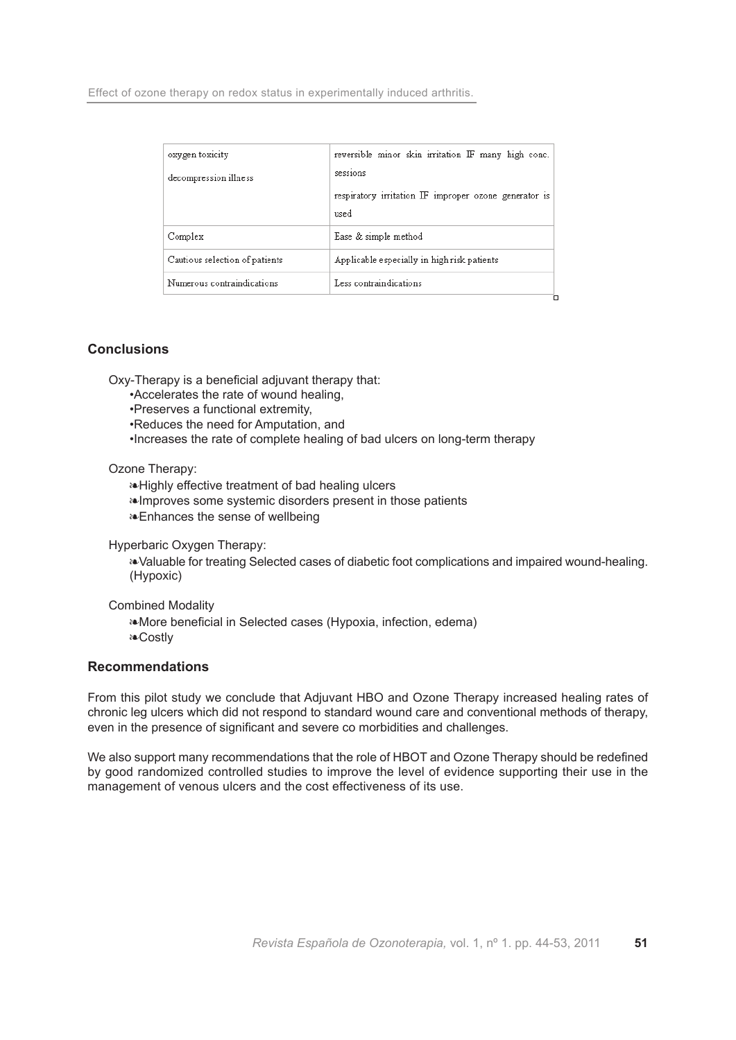| | |
|---|---|
| oxygen toxicity<br>decompression illness | reversible minor skin irritation IF many high conc. sessions<br>respiratory irritation IF improper ozone generator is used |
| Complex | Ease & simple method |
| Cautious selection of patients | Applicable especially in high risk patients |
| Numerous contraindications | Less contraindications |

## Conclusions

Oxy-Therapy is a beneficial adjuvant therapy that:

- •Accelerates the rate of wound healing,
- •Preserves a functional extremity,
- •Reduces the need for Amputation, and
- •Increases the rate of complete healing of bad ulcers on long-term therapy

Ozone Therapy:

- ❧Highly effective treatment of bad healing ulcers
- ❧Improves some systemic disorders present in those patients
- ❧Enhances the sense of wellbeing

Hyperbaric Oxygen Therapy:

- ❧Valuable for treating Selected cases of diabetic foot complications and impaired wound-healing. (Hypoxic)

Combined Modality

- ❧More beneficial in Selected cases (Hypoxia, infection, edema)
- ❧Costly

## Recommendations

From this pilot study we conclude that Adjuvant HBO and Ozone Therapy increased healing rates of chronic leg ulcers which did not respond to standard wound care and conventional methods of therapy, even in the presence of significant and severe co morbidities and challenges.

We also support many recommendations that the role of HBOT and Ozone Therapy should be redefined by good randomized controlled studies to improve the level of evidence supporting their use in the management of venous ulcers and the cost effectiveness of its use.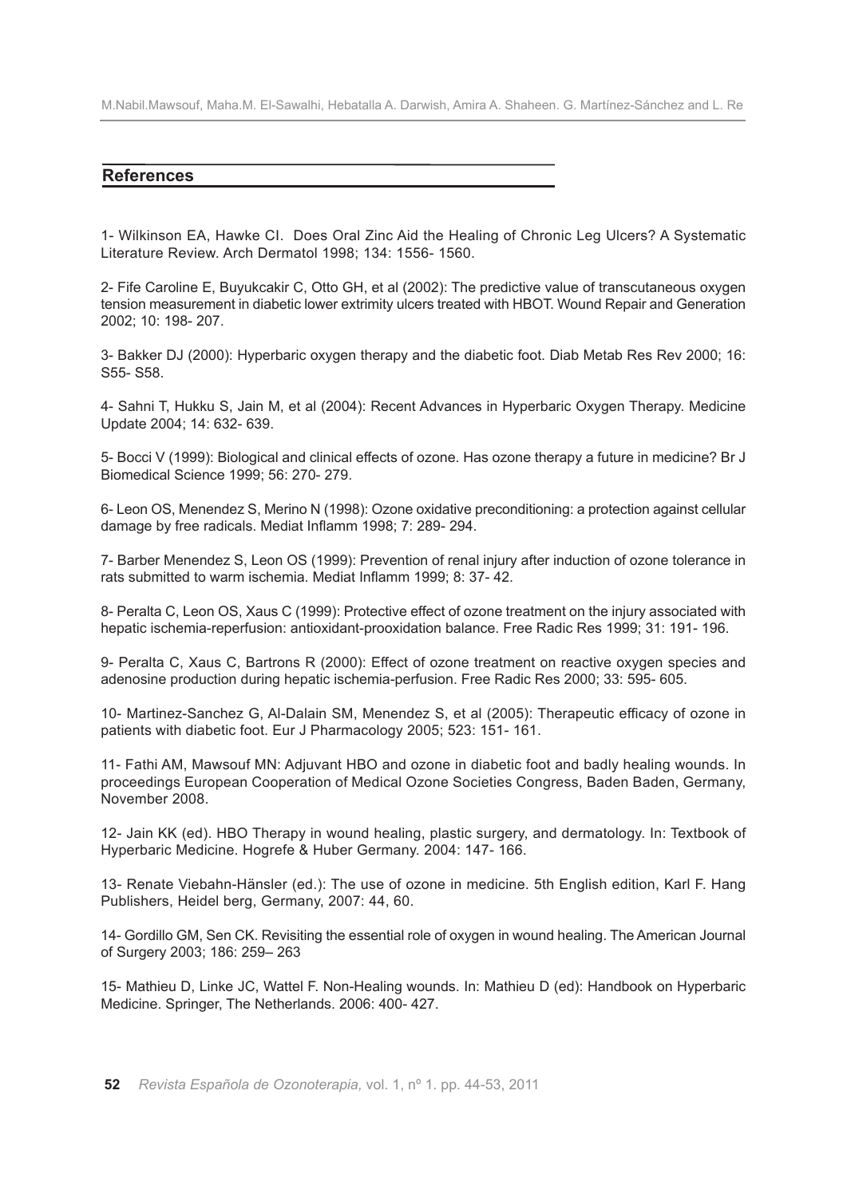## References

1- Wilkinson EA, Hawke CI. Does Oral Zinc Aid the Healing of Chronic Leg Ulcers? A Systematic Literature Review. Arch Dermatol 1998; 134: 1556- 1560.

2- Fife Caroline E, Buyukcakir C, Otto GH, et al (2002): The predictive value of transcutaneous oxygen tension measurement in diabetic lower extrimity ulcers treated with HBOT. Wound Repair and Generation 2002; 10: 198- 207.

3- Bakker DJ (2000): Hyperbaric oxygen therapy and the diabetic foot. Diab Metab Res Rev 2000; 16: S55- S58.

4- Sahni T, Hukku S, Jain M, et al (2004): Recent Advances in Hyperbaric Oxygen Therapy. Medicine Update 2004; 14: 632- 639.

5- Bocci V (1999): Biological and clinical effects of ozone. Has ozone therapy a future in medicine? Br J Biomedical Science 1999; 56: 270- 279.

6- Leon OS, Menendez S, Merino N (1998): Ozone oxidative preconditioning: a protection against cellular damage by free radicals. Mediat Inflamm 1998; 7: 289- 294.

7- Barber Menendez S, Leon OS (1999): Prevention of renal injury after induction of ozone tolerance in rats submitted to warm ischemia. Mediat Inflamm 1999; 8: 37- 42.

8- Peralta C, Leon OS, Xaus C (1999): Protective effect of ozone treatment on the injury associated with hepatic ischemia-reperfusion: antioxidant-prooxidation balance. Free Radic Res 1999; 31: 191- 196.

9- Peralta C, Xaus C, Bartrons R (2000): Effect of ozone treatment on reactive oxygen species and adenosine production during hepatic ischemia-perfusion. Free Radic Res 2000; 33: 595- 605.

10- Martinez-Sanchez G, Al-Dalain SM, Menendez S, et al (2005): Therapeutic efficacy of ozone in patients with diabetic foot. Eur J Pharmacology 2005; 523: 151- 161.

11- Fathi AM, Mawsouf MN: Adjuvant HBO and ozone in diabetic foot and badly healing wounds. In proceedings European Cooperation of Medical Ozone Societies Congress, Baden Baden, Germany, November 2008.

12- Jain KK (ed). HBO Therapy in wound healing, plastic surgery, and dermatology. In: Textbook of Hyperbaric Medicine. Hogrefe & Huber Germany. 2004: 147- 166.

13- Renate Viebahn-Hänsler (ed.): The use of ozone in medicine. 5th English edition, Karl F. Hang Publishers, Heidel berg, Germany, 2007: 44, 60.

14- Gordillo GM, Sen CK. Revisiting the essential role of oxygen in wound healing. The American Journal of Surgery 2003; 186: 259– 263

15- Mathieu D, Linke JC, Wattel F. Non-Healing wounds. In: Mathieu D (ed): Handbook on Hyperbaric Medicine. Springer, The Netherlands. 2006: 400- 427.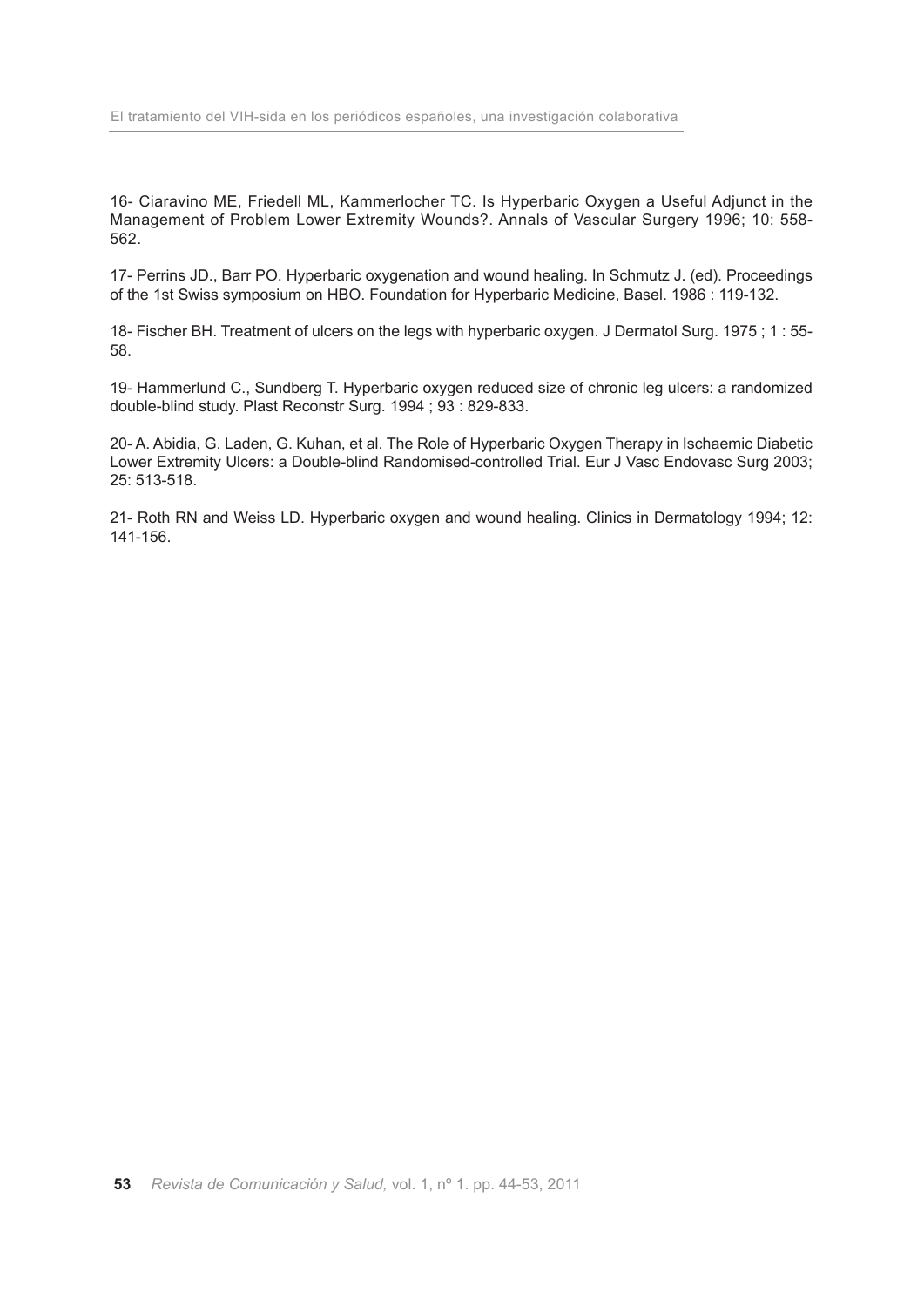16- Ciaravino ME, Friedell ML, Kammerlocher TC. Is Hyperbaric Oxygen a Useful Adjunct in the Management of Problem Lower Extremity Wounds?. Annals of Vascular Surgery 1996; 10: 558-562.

17- Perrins JD., Barr PO. Hyperbaric oxygenation and wound healing. In Schmutz J. (ed). Proceedings of the 1st Swiss symposium on HBO. Foundation for Hyperbaric Medicine, Basel. 1986 : 119-132.

18- Fischer BH. Treatment of ulcers on the legs with hyperbaric oxygen. J Dermatol Surg. 1975 ; 1 : 55-58.

19- Hammerlund C., Sundberg T. Hyperbaric oxygen reduced size of chronic leg ulcers: a randomized double-blind study. Plast Reconstr Surg. 1994 ; 93 : 829-833.

20- A. Abidia, G. Laden, G. Kuhan, et al. The Role of Hyperbaric Oxygen Therapy in Ischaemic Diabetic Lower Extremity Ulcers: a Double-blind Randomised-controlled Trial. Eur J Vasc Endovasc Surg 2003; 25: 513-518.

21- Roth RN and Weiss LD. Hyperbaric oxygen and wound healing. Clinics in Dermatology 1994; 12: 141-156.